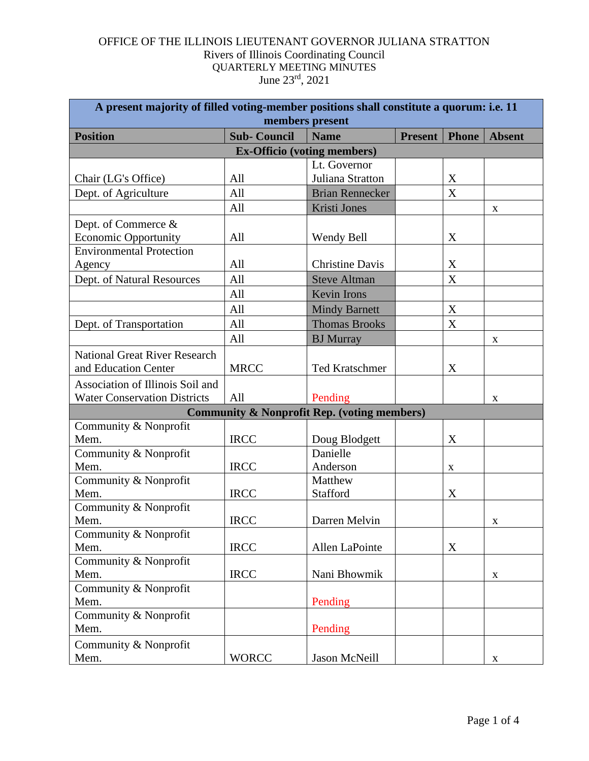OFFICE OF THE ILLINOIS LIEUTENANT GOVERNOR JULIANA STRATTON

Rivers of Illinois Coordinating Council

QUARTERLY MEETING MINUTES

June 23rd, 2021

| A present majority of filled voting-member positions shall constitute a quorum: i.e. 11 members present | | | | | |
|---|---|---|---|---|---|
| **Position** | **Sub- Council** | **Name** | **Present** | **Phone** | **Absent** |
| **Ex-Officio (voting members)** | | | | | |
| Chair (LG's Office) | All | Lt. Governor Juliana Stratton | | X | |
| Dept. of Agriculture | All | Brian Rennecker | | X | |
| | All | Kristi Jones | | | x |
| Dept. of Commerce & Economic Opportunity | All | Wendy Bell | | X | |
| Environmental Protection Agency | All | Christine Davis | | X | |
| Dept. of Natural Resources | All | Steve Altman | | X | |
| | All | Kevin Irons | | | |
| | All | Mindy Barnett | | X | |
| Dept. of Transportation | All | Thomas Brooks | | X | |
| | All | BJ Murray | | | x |
| National Great River Research and Education Center | MRCC | Ted Kratschmer | | X | |
| Association of Illinois Soil and Water Conservation Districts | All | Pending | | | x |
| **Community & Nonprofit Rep. (voting members)** | | | | | |
| Community & Nonprofit Mem. | IRCC | Doug Blodgett | | X | |
| Community & Nonprofit Mem. | IRCC | Danielle Anderson | | x | |
| Community & Nonprofit Mem. | IRCC | Matthew Stafford | | X | |
| Community & Nonprofit Mem. | IRCC | Darren Melvin | | | x |
| Community & Nonprofit Mem. | IRCC | Allen LaPointe | | X | |
| Community & Nonprofit Mem. | IRCC | Nani Bhowmik | | | x |
| Community & Nonprofit Mem. | | Pending | | | |
| Community & Nonprofit Mem. | | Pending | | | |
| Community & Nonprofit Mem. | WORCC | Jason McNeill | | | x |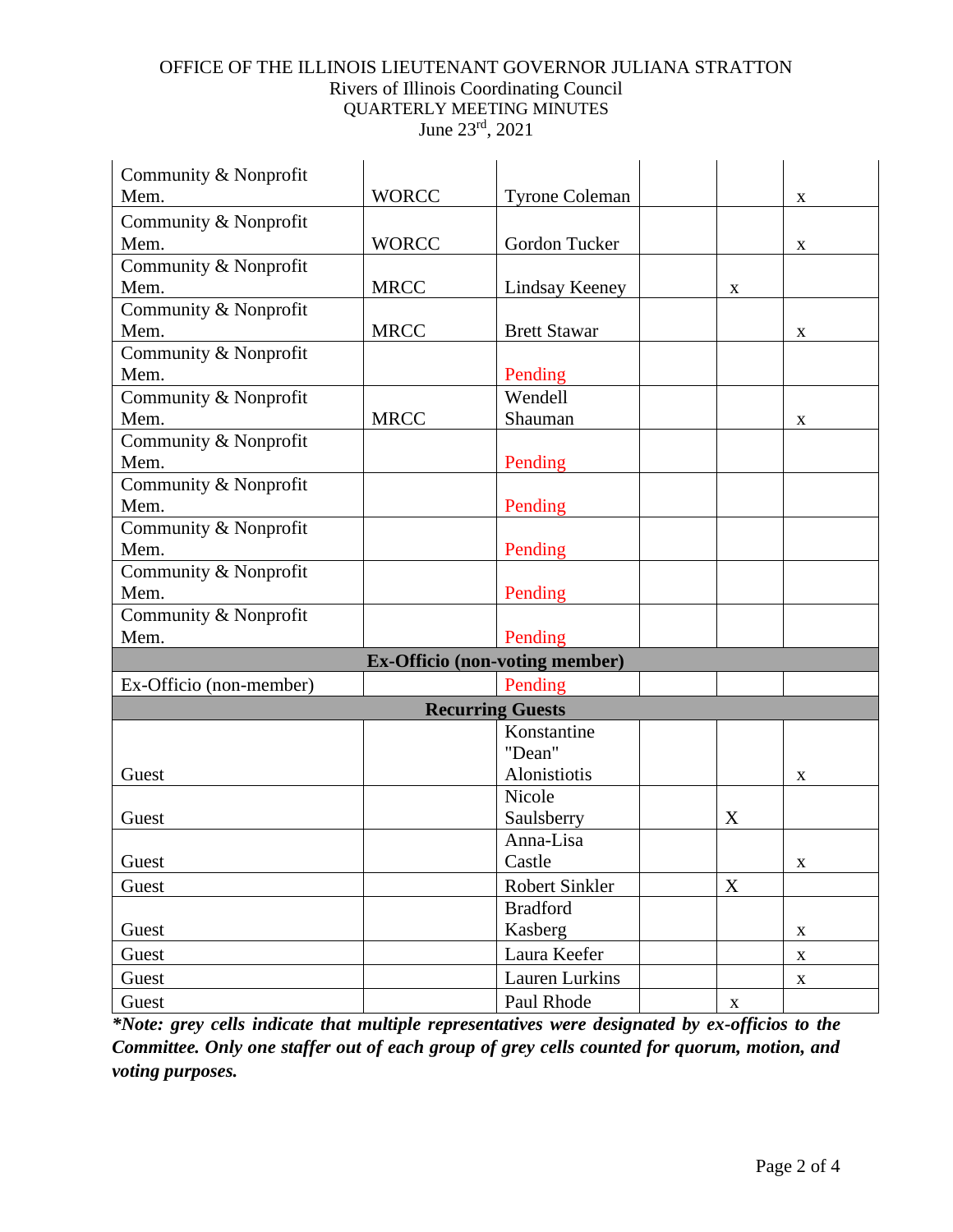OFFICE OF THE ILLINOIS LIEUTENANT GOVERNOR JULIANA STRATTON
Rivers of Illinois Coordinating Council
QUARTERLY MEETING MINUTES
June 23rd, 2021

| | | | | | |
|---|---|---|---|---|---|
| Community & Nonprofit Mem. | WORCC | Tyrone Coleman | | | x |
| Community & Nonprofit Mem. | WORCC | Gordon Tucker | | | x |
| Community & Nonprofit Mem. | MRCC | Lindsay Keeney | | x | |
| Community & Nonprofit Mem. | MRCC | Brett Stawar | | | x |
| Community & Nonprofit Mem. | | Pending | | | |
| Community & Nonprofit Mem. | MRCC | Wendell Shauman | | | x |
| Community & Nonprofit Mem. | | Pending | | | |
| Community & Nonprofit Mem. | | Pending | | | |
| Community & Nonprofit Mem. | | Pending | | | |
| Community & Nonprofit Mem. | | Pending | | | |
| Community & Nonprofit Mem. | | Pending | | | |
| **Ex-Officio (non-voting member)** | | | | | |
| Ex-Officio (non-member) | | Pending | | | |
| **Recurring Guests** | | | | | |
| Guest | | Konstantine "Dean" Alonistiotis | | | x |
| Guest | | Nicole Saulsberry | | X | |
| Guest | | Anna-Lisa Castle | | | x |
| Guest | | Robert Sinkler | | X | |
| Guest | | Bradford Kasberg | | | x |
| Guest | | Laura Keefer | | | x |
| Guest | | Lauren Lurkins | | | x |
| Guest | | Paul Rhode | | x | |

***\*Note: grey cells indicate that multiple representatives were designated by ex-officios to the Committee. Only one staffer out of each group of grey cells counted for quorum, motion, and voting purposes.***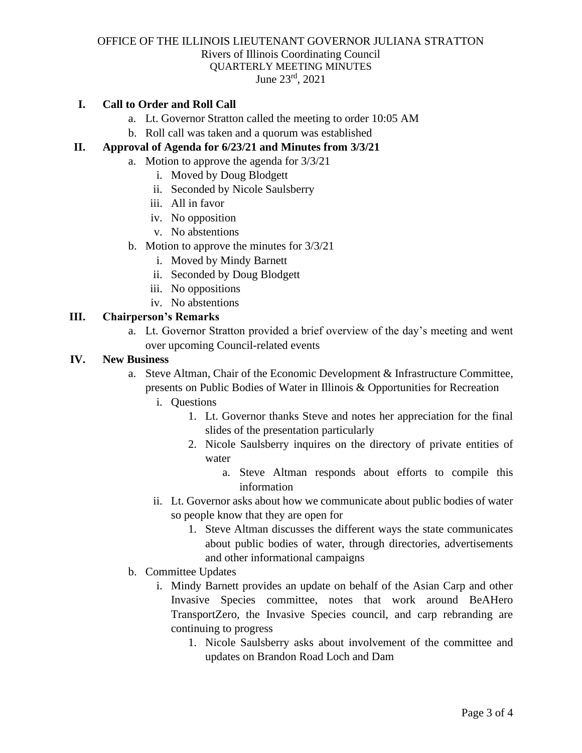OFFICE OF THE ILLINOIS LIEUTENANT GOVERNOR JULIANA STRATTON
Rivers of Illinois Coordinating Council
QUARTERLY MEETING MINUTES
June 23rd, 2021

## I. Call to Order and Roll Call

a. Lt. Governor Stratton called the meeting to order 10:05 AM
b. Roll call was taken and a quorum was established

## II. Approval of Agenda for 6/23/21 and Minutes from 3/3/21

a. Motion to approve the agenda for 3/3/21
   i. Moved by Doug Blodgett
   ii. Seconded by Nicole Saulsberry
   iii. All in favor
   iv. No opposition
   v. No abstentions
b. Motion to approve the minutes for 3/3/21
   i. Moved by Mindy Barnett
   ii. Seconded by Doug Blodgett
   iii. No oppositions
   iv. No abstentions

## III. Chairperson's Remarks

a. Lt. Governor Stratton provided a brief overview of the day's meeting and went over upcoming Council-related events

## IV. New Business

a. Steve Altman, Chair of the Economic Development & Infrastructure Committee, presents on Public Bodies of Water in Illinois & Opportunities for Recreation
   i. Questions
      1. Lt. Governor thanks Steve and notes her appreciation for the final slides of the presentation particularly
      2. Nicole Saulsberry inquires on the directory of private entities of water
         a. Steve Altman responds about efforts to compile this information
   ii. Lt. Governor asks about how we communicate about public bodies of water so people know that they are open for
      1. Steve Altman discusses the different ways the state communicates about public bodies of water, through directories, advertisements and other informational campaigns
b. Committee Updates
   i. Mindy Barnett provides an update on behalf of the Asian Carp and other Invasive Species committee, notes that work around BeAHero TransportZero, the Invasive Species council, and carp rebranding are continuing to progress
      1. Nicole Saulsberry asks about involvement of the committee and updates on Brandon Road Loch and Dam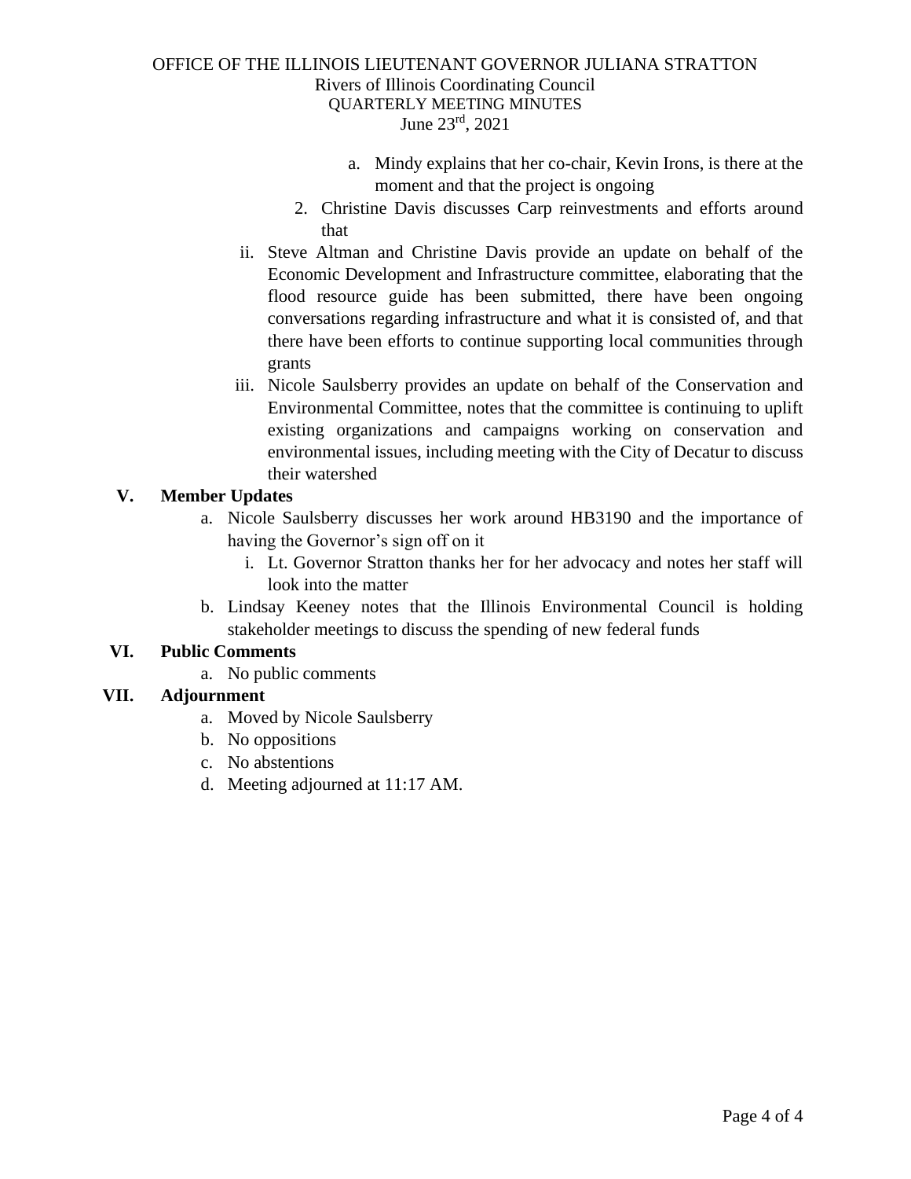a. Mindy explains that her co-chair, Kevin Irons, is there at the moment and that the project is ongoing

2. Christine Davis discusses Carp reinvestments and efforts around that

ii. Steve Altman and Christine Davis provide an update on behalf of the Economic Development and Infrastructure committee, elaborating that the flood resource guide has been submitted, there have been ongoing conversations regarding infrastructure and what it is consisted of, and that there have been efforts to continue supporting local communities through grants

iii. Nicole Saulsberry provides an update on behalf of the Conservation and Environmental Committee, notes that the committee is continuing to uplift existing organizations and campaigns working on conservation and environmental issues, including meeting with the City of Decatur to discuss their watershed

## V. Member Updates

a. Nicole Saulsberry discusses her work around HB3190 and the importance of having the Governor's sign off on it
   i. Lt. Governor Stratton thanks her for her advocacy and notes her staff will look into the matter

b. Lindsay Keeney notes that the Illinois Environmental Council is holding stakeholder meetings to discuss the spending of new federal funds

## VI. Public Comments

a. No public comments

## VII. Adjournment

a. Moved by Nicole Saulsberry
b. No oppositions
c. No abstentions
d. Meeting adjourned at 11:17 AM.